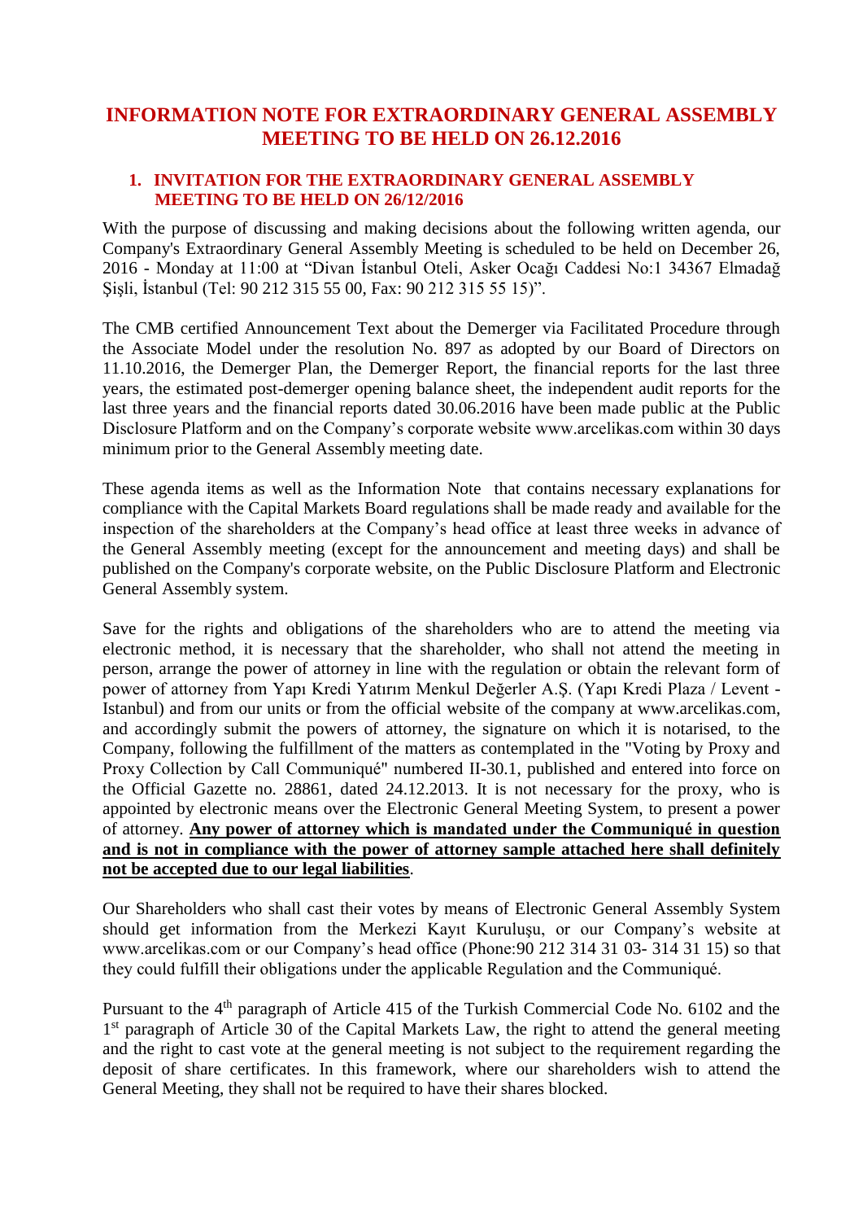# INFORMATION NOTE FOR EXTRAORDINARY GENERAL ASSEMBLY MEETING TO BE HELD ON 26.12.2016

## 1. INVITATION FOR THE EXTRAORDINARY GENERAL ASSEMBLY MEETING TO BE HELD ON 26/12/2016

With the purpose of discussing and making decisions about the following written agenda, our Company's Extraordinary General Assembly Meeting is scheduled to be held on December 26, 2016 - Monday at 11:00 at “Divan İstanbul Oteli, Asker Ocağı Caddesi No:1 34367 Elmadağ Şişli, İstanbul (Tel: 90 212 315 55 00, Fax: 90 212 315 55 15)”.

The CMB certified Announcement Text about the Demerger via Facilitated Procedure through the Associate Model under the resolution No. 897 as adopted by our Board of Directors on 11.10.2016, the Demerger Plan, the Demerger Report, the financial reports for the last three years, the estimated post-demerger opening balance sheet, the independent audit reports for the last three years and the financial reports dated 30.06.2016 have been made public at the Public Disclosure Platform and on the Company’s corporate website www.arcelikas.com within 30 days minimum prior to the General Assembly meeting date.

These agenda items as well as the Information Note that contains necessary explanations for compliance with the Capital Markets Board regulations shall be made ready and available for the inspection of the shareholders at the Company’s head office at least three weeks in advance of the General Assembly meeting (except for the announcement and meeting days) and shall be published on the Company's corporate website, on the Public Disclosure Platform and Electronic General Assembly system.

Save for the rights and obligations of the shareholders who are to attend the meeting via electronic method, it is necessary that the shareholder, who shall not attend the meeting in person, arrange the power of attorney in line with the regulation or obtain the relevant form of power of attorney from Yapı Kredi Yatırım Menkul Değerler A.Ş. (Yapı Kredi Plaza / Levent - Istanbul) and from our units or from the official website of the company at www.arcelikas.com, and accordingly submit the powers of attorney, the signature on which it is notarised, to the Company, following the fulfillment of the matters as contemplated in the "Voting by Proxy and Proxy Collection by Call Communiqué" numbered II-30.1, published and entered into force on the Official Gazette no. 28861, dated 24.12.2013. It is not necessary for the proxy, who is appointed by electronic means over the Electronic General Meeting System, to present a power of attorney. **Any power of attorney which is mandated under the Communiqué in question and is not in compliance with the power of attorney sample attached here shall definitely not be accepted due to our legal liabilities**.

Our Shareholders who shall cast their votes by means of Electronic General Assembly System should get information from the Merkezi Kayıt Kuruluşu, or our Company’s website at www.arcelikas.com or our Company’s head office (Phone:90 212 314 31 03- 314 31 15) so that they could fulfill their obligations under the applicable Regulation and the Communiqué.

Pursuant to the 4th paragraph of Article 415 of the Turkish Commercial Code No. 6102 and the 1st paragraph of Article 30 of the Capital Markets Law, the right to attend the general meeting and the right to cast vote at the general meeting is not subject to the requirement regarding the deposit of share certificates. In this framework, where our shareholders wish to attend the General Meeting, they shall not be required to have their shares blocked.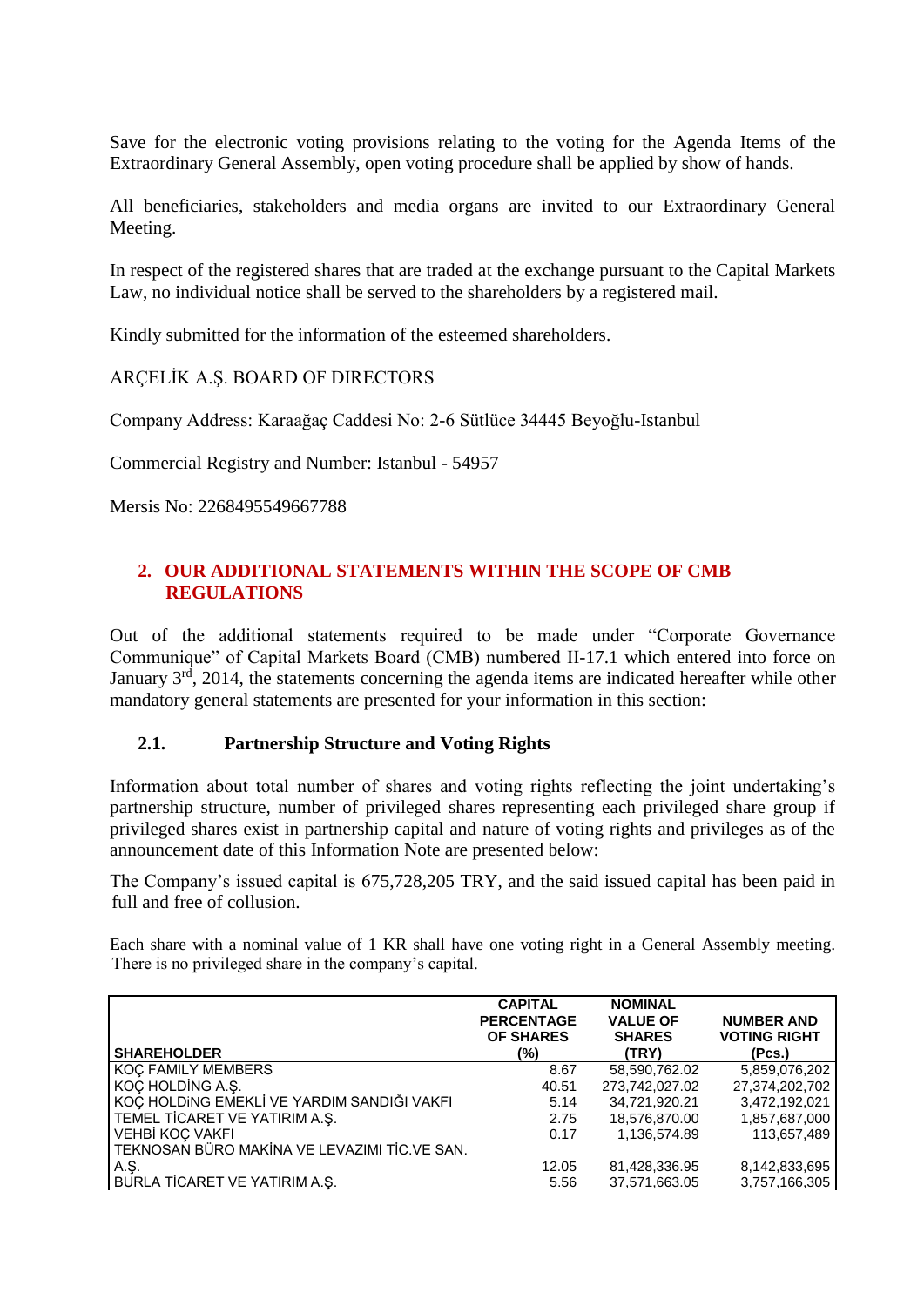Save for the electronic voting provisions relating to the voting for the Agenda Items of the Extraordinary General Assembly, open voting procedure shall be applied by show of hands.

All beneficiaries, stakeholders and media organs are invited to our Extraordinary General Meeting.

In respect of the registered shares that are traded at the exchange pursuant to the Capital Markets Law, no individual notice shall be served to the shareholders by a registered mail.

Kindly submitted for the information of the esteemed shareholders.

ARÇELİK A.Ş. BOARD OF DIRECTORS

Company Address: Karaağaç Caddesi No: 2-6 Sütlüce 34445 Beyoğlu-Istanbul

Commercial Registry and Number: Istanbul - 54957

Mersis No: 2268495549667788

## 2. OUR ADDITIONAL STATEMENTS WITHIN THE SCOPE OF CMB REGULATIONS

Out of the additional statements required to be made under "Corporate Governance Communique" of Capital Markets Board (CMB) numbered II-17.1 which entered into force on January 3rd, 2014, the statements concerning the agenda items are indicated hereafter while other mandatory general statements are presented for your information in this section:

### 2.1. Partnership Structure and Voting Rights

Information about total number of shares and voting rights reflecting the joint undertaking's partnership structure, number of privileged shares representing each privileged share group if privileged shares exist in partnership capital and nature of voting rights and privileges as of the announcement date of this Information Note are presented below:

The Company's issued capital is 675,728,205 TRY, and the said issued capital has been paid in full and free of collusion.

Each share with a nominal value of 1 KR shall have one voting right in a General Assembly meeting. There is no privileged share in the company's capital.

| SHAREHOLDER | CAPITAL PERCENTAGE OF SHARES (%) | NOMINAL VALUE OF SHARES (TRY) | NUMBER AND VOTING RIGHT (Pcs.) |
|---|---|---|---|
| KOÇ FAMILY MEMBERS | 8.67 | 58,590,762.02 | 5,859,076,202 |
| KOÇ HOLDİNG A.Ş. | 40.51 | 273,742,027.02 | 27,374,202,702 |
| KOÇ HOLDiNG EMEKLİ VE YARDIM SANDIĞI VAKFI | 5.14 | 34,721,920.21 | 3,472,192,021 |
| TEMEL TİCARET VE YATIRIM A.Ş. | 2.75 | 18,576,870.00 | 1,857,687,000 |
| VEHBİ KOÇ VAKFI | 0.17 | 1,136,574.89 | 113,657,489 |
| TEKNOSAN BÜRO MAKİNA VE LEVAZIMI TİC.VE SAN. A.Ş. | 12.05 | 81,428,336.95 | 8,142,833,695 |
| BURLA TİCARET VE YATIRIM A.Ş. | 5.56 | 37,571,663.05 | 3,757,166,305 |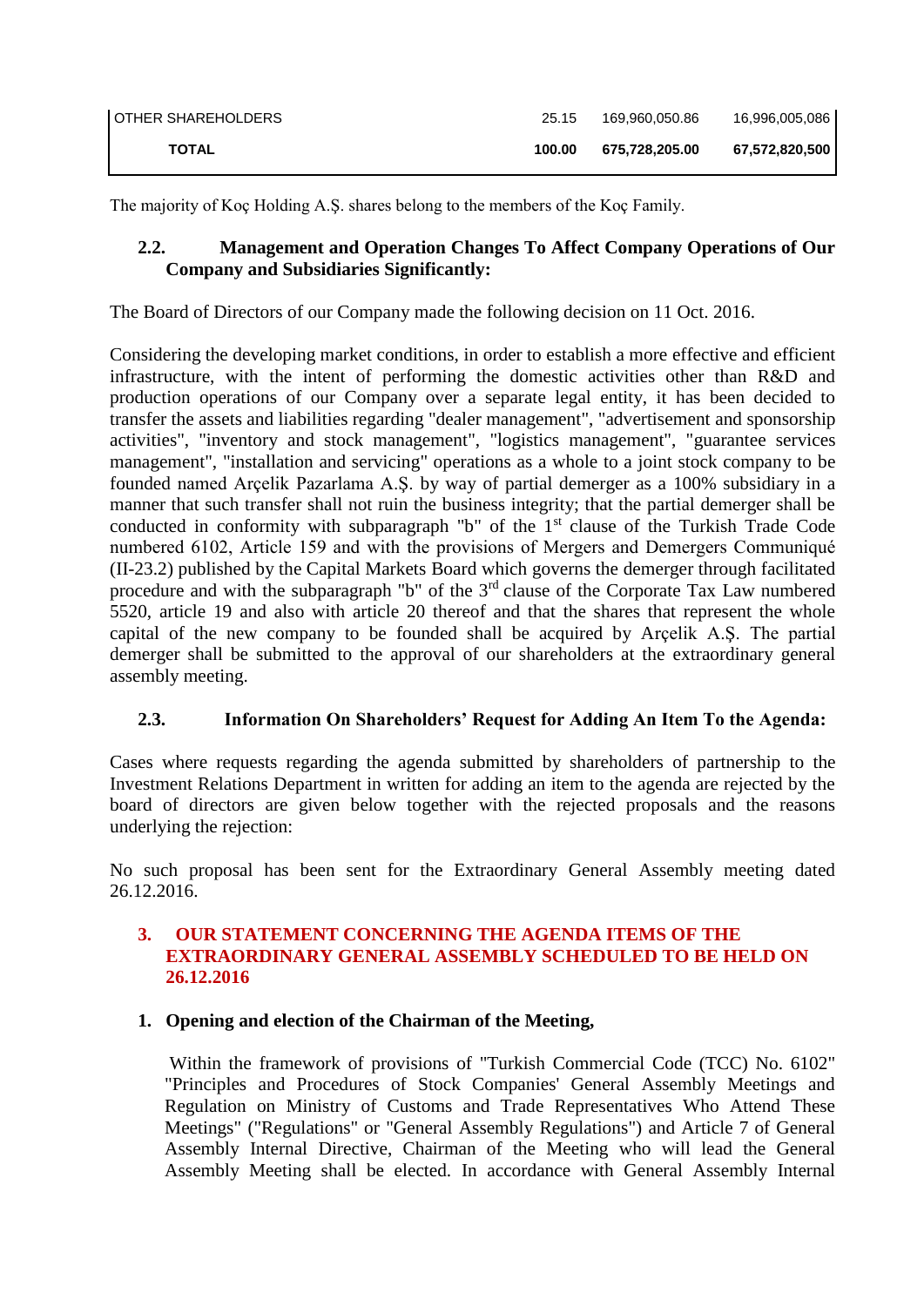| OTHER SHAREHOLDERS | 25.15 | 169,960,050.86 | 16,996,005,086 |
|---|---|---|---|
| **TOTAL** | **100.00** | **675,728,205.00** | **67,572,820,500** |

The majority of Koç Holding A.Ş. shares belong to the members of the Koç Family.

### 2.2. Management and Operation Changes To Affect Company Operations of Our Company and Subsidiaries Significantly:

The Board of Directors of our Company made the following decision on 11 Oct. 2016.

Considering the developing market conditions, in order to establish a more effective and efficient infrastructure, with the intent of performing the domestic activities other than R&D and production operations of our Company over a separate legal entity, it has been decided to transfer the assets and liabilities regarding "dealer management", "advertisement and sponsorship activities", "inventory and stock management", "logistics management", "guarantee services management", "installation and servicing" operations as a whole to a joint stock company to be founded named Arçelik Pazarlama A.Ş. by way of partial demerger as a 100% subsidiary in a manner that such transfer shall not ruin the business integrity; that the partial demerger shall be conducted in conformity with subparagraph "b" of the 1st clause of the Turkish Trade Code numbered 6102, Article 159 and with the provisions of Mergers and Demergers Communiqué (II-23.2) published by the Capital Markets Board which governs the demerger through facilitated procedure and with the subparagraph "b" of the 3rd clause of the Corporate Tax Law numbered 5520, article 19 and also with article 20 thereof and that the shares that represent the whole capital of the new company to be founded shall be acquired by Arçelik A.Ş. The partial demerger shall be submitted to the approval of our shareholders at the extraordinary general assembly meeting.

### 2.3. Information On Shareholders' Request for Adding An Item To the Agenda:

Cases where requests regarding the agenda submitted by shareholders of partnership to the Investment Relations Department in written for adding an item to the agenda are rejected by the board of directors are given below together with the rejected proposals and the reasons underlying the rejection:

No such proposal has been sent for the Extraordinary General Assembly meeting dated 26.12.2016.

## 3. OUR STATEMENT CONCERNING THE AGENDA ITEMS OF THE EXTRAORDINARY GENERAL ASSEMBLY SCHEDULED TO BE HELD ON 26.12.2016

### 1. Opening and election of the Chairman of the Meeting,

Within the framework of provisions of "Turkish Commercial Code (TCC) No. 6102" "Principles and Procedures of Stock Companies' General Assembly Meetings and Regulation on Ministry of Customs and Trade Representatives Who Attend These Meetings" ("Regulations" or "General Assembly Regulations") and Article 7 of General Assembly Internal Directive, Chairman of the Meeting who will lead the General Assembly Meeting shall be elected. In accordance with General Assembly Internal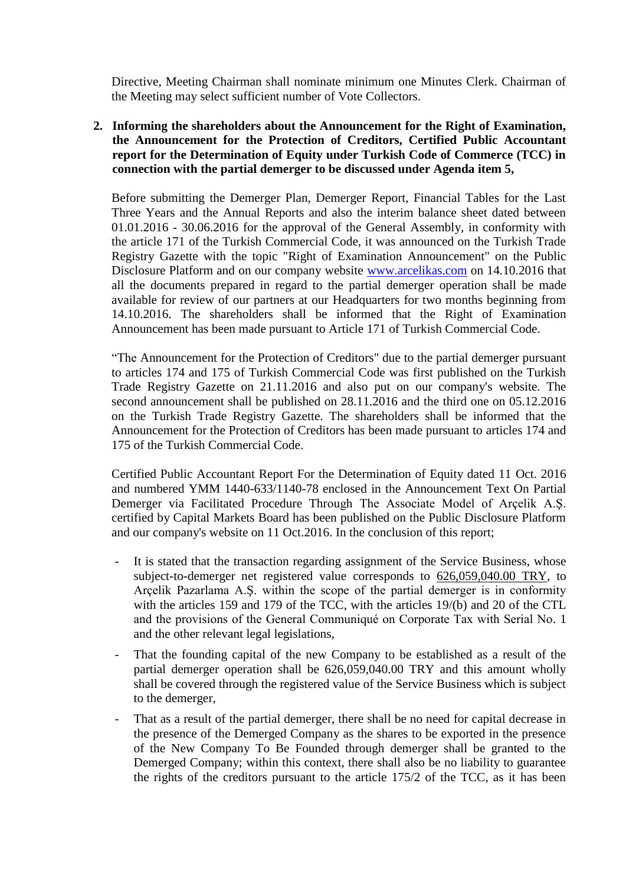Directive, Meeting Chairman shall nominate minimum one Minutes Clerk. Chairman of the Meeting may select sufficient number of Vote Collectors.

**2. Informing the shareholders about the Announcement for the Right of Examination, the Announcement for the Protection of Creditors, Certified Public Accountant report for the Determination of Equity under Turkish Code of Commerce (TCC) in connection with the partial demerger to be discussed under Agenda item 5,**

Before submitting the Demerger Plan, Demerger Report, Financial Tables for the Last Three Years and the Annual Reports and also the interim balance sheet dated between 01.01.2016 - 30.06.2016 for the approval of the General Assembly, in conformity with the article 171 of the Turkish Commercial Code, it was announced on the Turkish Trade Registry Gazette with the topic "Right of Examination Announcement" on the Public Disclosure Platform and on our company website www.arcelikas.com on 14.10.2016 that all the documents prepared in regard to the partial demerger operation shall be made available for review of our partners at our Headquarters for two months beginning from 14.10.2016. The shareholders shall be informed that the Right of Examination Announcement has been made pursuant to Article 171 of Turkish Commercial Code.

"The Announcement for the Protection of Creditors" due to the partial demerger pursuant to articles 174 and 175 of Turkish Commercial Code was first published on the Turkish Trade Registry Gazette on 21.11.2016 and also put on our company's website. The second announcement shall be published on 28.11.2016 and the third one on 05.12.2016 on the Turkish Trade Registry Gazette. The shareholders shall be informed that the Announcement for the Protection of Creditors has been made pursuant to articles 174 and 175 of the Turkish Commercial Code.

Certified Public Accountant Report For the Determination of Equity dated 11 Oct. 2016 and numbered YMM 1440-633/1140-78 enclosed in the Announcement Text On Partial Demerger via Facilitated Procedure Through The Associate Model of Arçelik A.Ş. certified by Capital Markets Board has been published on the Public Disclosure Platform and our company's website on 11 Oct.2016. In the conclusion of this report;

- It is stated that the transaction regarding assignment of the Service Business, whose subject-to-demerger net registered value corresponds to 626,059,040.00 TRY, to Arçelik Pazarlama A.Ş. within the scope of the partial demerger is in conformity with the articles 159 and 179 of the TCC, with the articles 19/(b) and 20 of the CTL and the provisions of the General Communiqué on Corporate Tax with Serial No. 1 and the other relevant legal legislations,
- That the founding capital of the new Company to be established as a result of the partial demerger operation shall be 626,059,040.00 TRY and this amount wholly shall be covered through the registered value of the Service Business which is subject to the demerger,
- That as a result of the partial demerger, there shall be no need for capital decrease in the presence of the Demerged Company as the shares to be exported in the presence of the New Company To Be Founded through demerger shall be granted to the Demerged Company; within this context, there shall also be no liability to guarantee the rights of the creditors pursuant to the article 175/2 of the TCC, as it has been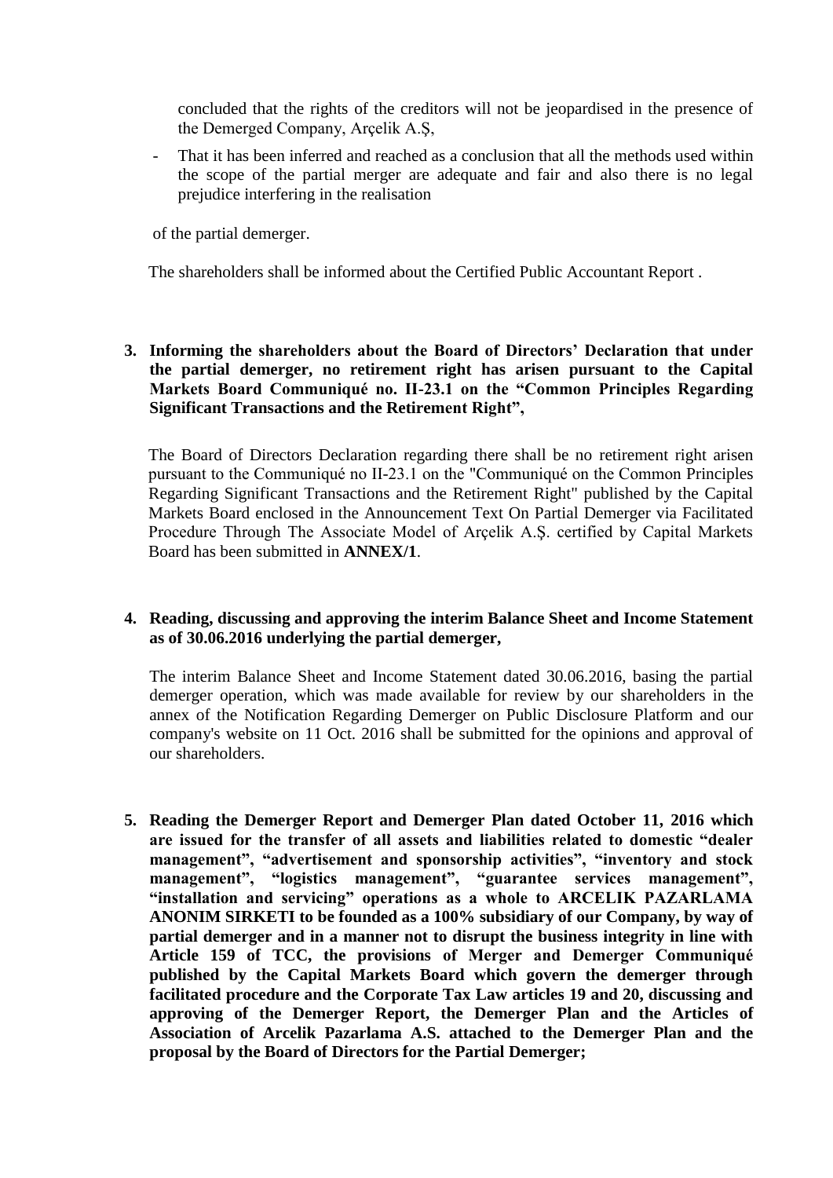concluded that the rights of the creditors will not be jeopardised in the presence of the Demerged Company, Arçelik A.Ş,

- That it has been inferred and reached as a conclusion that all the methods used within the scope of the partial merger are adequate and fair and also there is no legal prejudice interfering in the realisation

of the partial demerger.

The shareholders shall be informed about the Certified Public Accountant Report .

**3. Informing the shareholders about the Board of Directors' Declaration that under the partial demerger, no retirement right has arisen pursuant to the Capital Markets Board Communiqué no. II-23.1 on the "Common Principles Regarding Significant Transactions and the Retirement Right",**

The Board of Directors Declaration regarding there shall be no retirement right arisen pursuant to the Communiqué no II-23.1 on the "Communiqué on the Common Principles Regarding Significant Transactions and the Retirement Right" published by the Capital Markets Board enclosed in the Announcement Text On Partial Demerger via Facilitated Procedure Through The Associate Model of Arçelik A.Ş. certified by Capital Markets Board has been submitted in **ANNEX/1**.

**4. Reading, discussing and approving the interim Balance Sheet and Income Statement as of 30.06.2016 underlying the partial demerger,**

The interim Balance Sheet and Income Statement dated 30.06.2016, basing the partial demerger operation, which was made available for review by our shareholders in the annex of the Notification Regarding Demerger on Public Disclosure Platform and our company's website on 11 Oct. 2016 shall be submitted for the opinions and approval of our shareholders.

**5. Reading the Demerger Report and Demerger Plan dated October 11, 2016 which are issued for the transfer of all assets and liabilities related to domestic "dealer management", "advertisement and sponsorship activities", "inventory and stock management", "logistics management", "guarantee services management", "installation and servicing" operations as a whole to ARCELIK PAZARLAMA ANONIM SIRKETI to be founded as a 100% subsidiary of our Company, by way of partial demerger and in a manner not to disrupt the business integrity in line with Article 159 of TCC, the provisions of Merger and Demerger Communiqué published by the Capital Markets Board which govern the demerger through facilitated procedure and the Corporate Tax Law articles 19 and 20, discussing and approving of the Demerger Report, the Demerger Plan and the Articles of Association of Arcelik Pazarlama A.S. attached to the Demerger Plan and the proposal by the Board of Directors for the Partial Demerger;**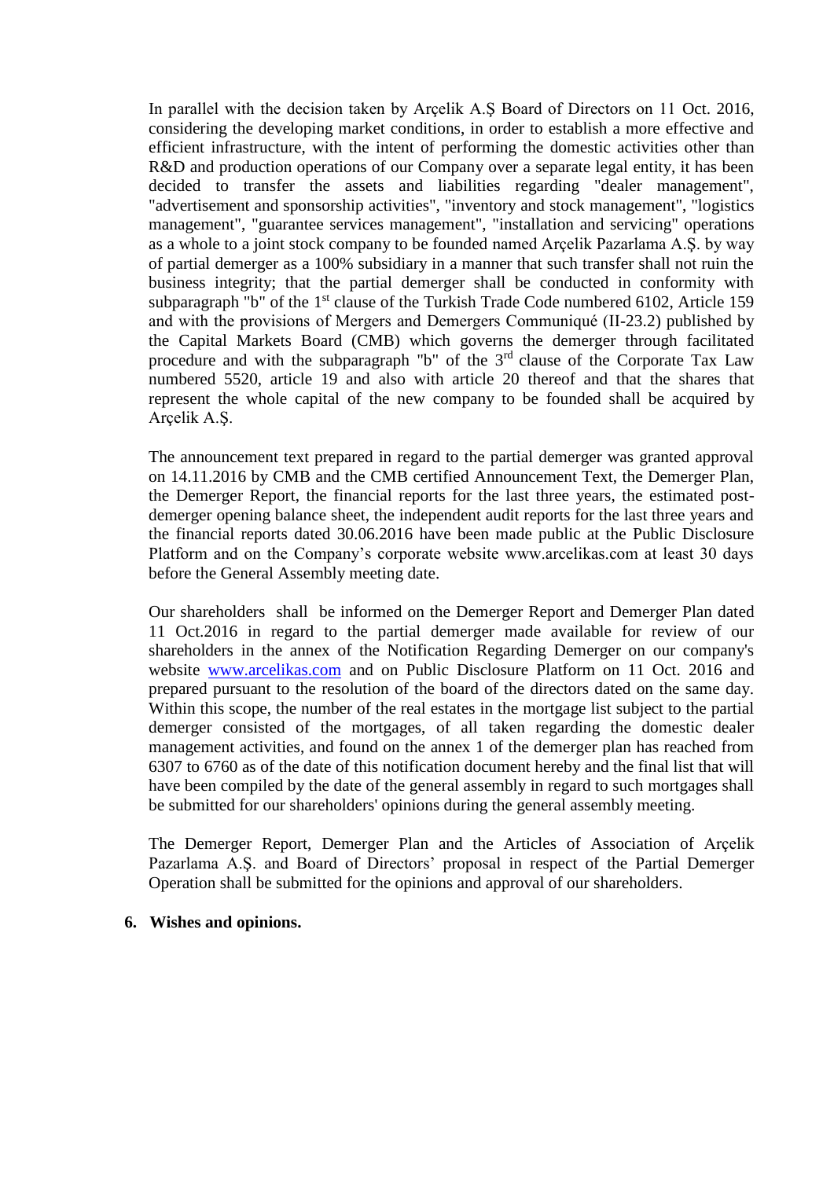In parallel with the decision taken by Arçelik A.Ş Board of Directors on 11 Oct. 2016, considering the developing market conditions, in order to establish a more effective and efficient infrastructure, with the intent of performing the domestic activities other than R&D and production operations of our Company over a separate legal entity, it has been decided to transfer the assets and liabilities regarding "dealer management", "advertisement and sponsorship activities", "inventory and stock management", "logistics management", "guarantee services management", "installation and servicing" operations as a whole to a joint stock company to be founded named Arçelik Pazarlama A.Ş. by way of partial demerger as a 100% subsidiary in a manner that such transfer shall not ruin the business integrity; that the partial demerger shall be conducted in conformity with subparagraph "b" of the 1st clause of the Turkish Trade Code numbered 6102, Article 159 and with the provisions of Mergers and Demergers Communiqué (II-23.2) published by the Capital Markets Board (CMB) which governs the demerger through facilitated procedure and with the subparagraph "b" of the 3rd clause of the Corporate Tax Law numbered 5520, article 19 and also with article 20 thereof and that the shares that represent the whole capital of the new company to be founded shall be acquired by Arçelik A.Ş.

The announcement text prepared in regard to the partial demerger was granted approval on 14.11.2016 by CMB and the CMB certified Announcement Text, the Demerger Plan, the Demerger Report, the financial reports for the last three years, the estimated post-demerger opening balance sheet, the independent audit reports for the last three years and the financial reports dated 30.06.2016 have been made public at the Public Disclosure Platform and on the Company's corporate website www.arcelikas.com at least 30 days before the General Assembly meeting date.

Our shareholders shall be informed on the Demerger Report and Demerger Plan dated 11 Oct.2016 in regard to the partial demerger made available for review of our shareholders in the annex of the Notification Regarding Demerger on our company's website www.arcelikas.com and on Public Disclosure Platform on 11 Oct. 2016 and prepared pursuant to the resolution of the board of the directors dated on the same day. Within this scope, the number of the real estates in the mortgage list subject to the partial demerger consisted of the mortgages, of all taken regarding the domestic dealer management activities, and found on the annex 1 of the demerger plan has reached from 6307 to 6760 as of the date of this notification document hereby and the final list that will have been compiled by the date of the general assembly in regard to such mortgages shall be submitted for our shareholders' opinions during the general assembly meeting.

The Demerger Report, Demerger Plan and the Articles of Association of Arçelik Pazarlama A.Ş. and Board of Directors' proposal in respect of the Partial Demerger Operation shall be submitted for the opinions and approval of our shareholders.

**6. Wishes and opinions.**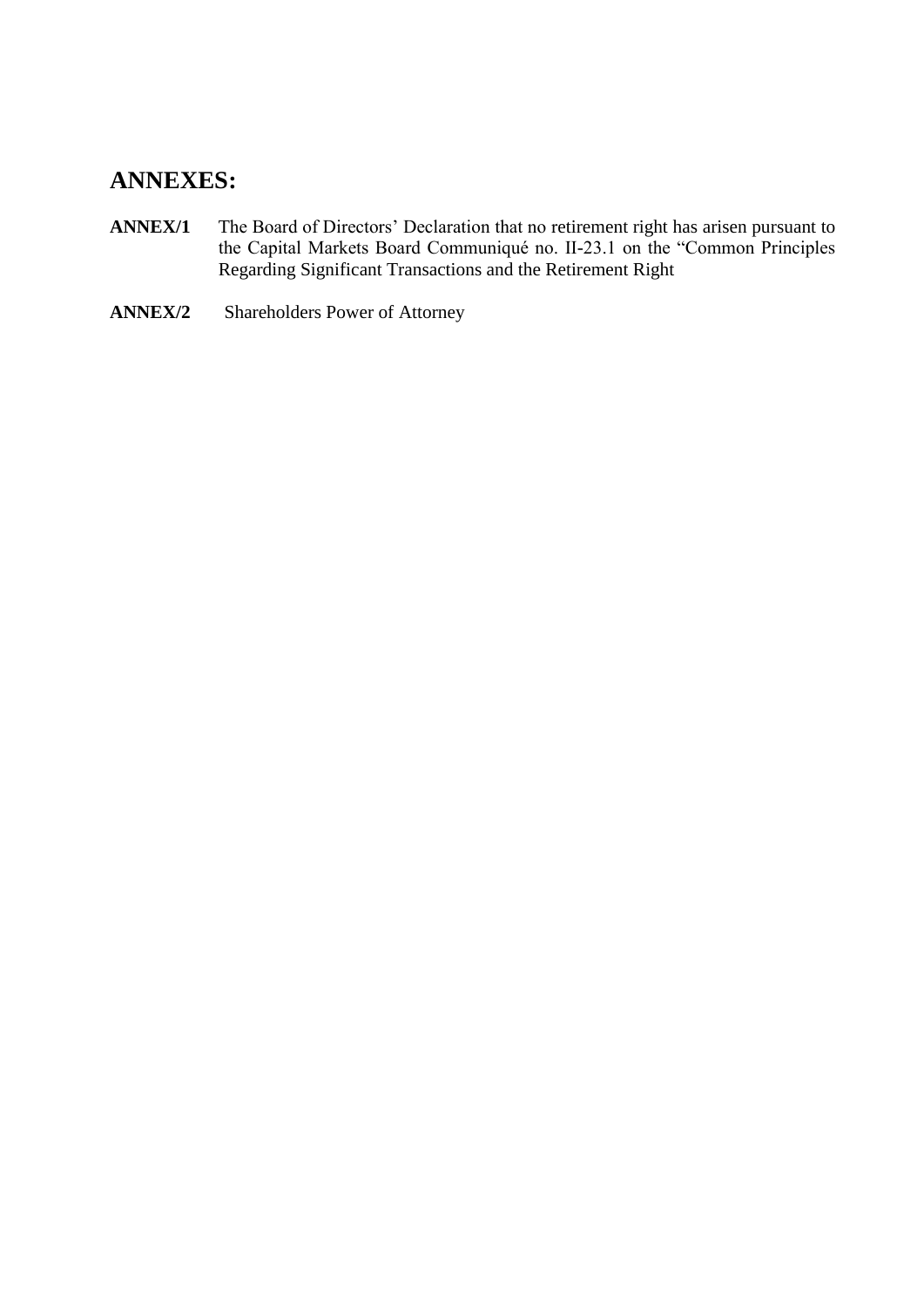## ANNEXES:

**ANNEX/1** The Board of Directors' Declaration that no retirement right has arisen pursuant to the Capital Markets Board Communiqué no. II-23.1 on the "Common Principles Regarding Significant Transactions and the Retirement Right

**ANNEX/2** Shareholders Power of Attorney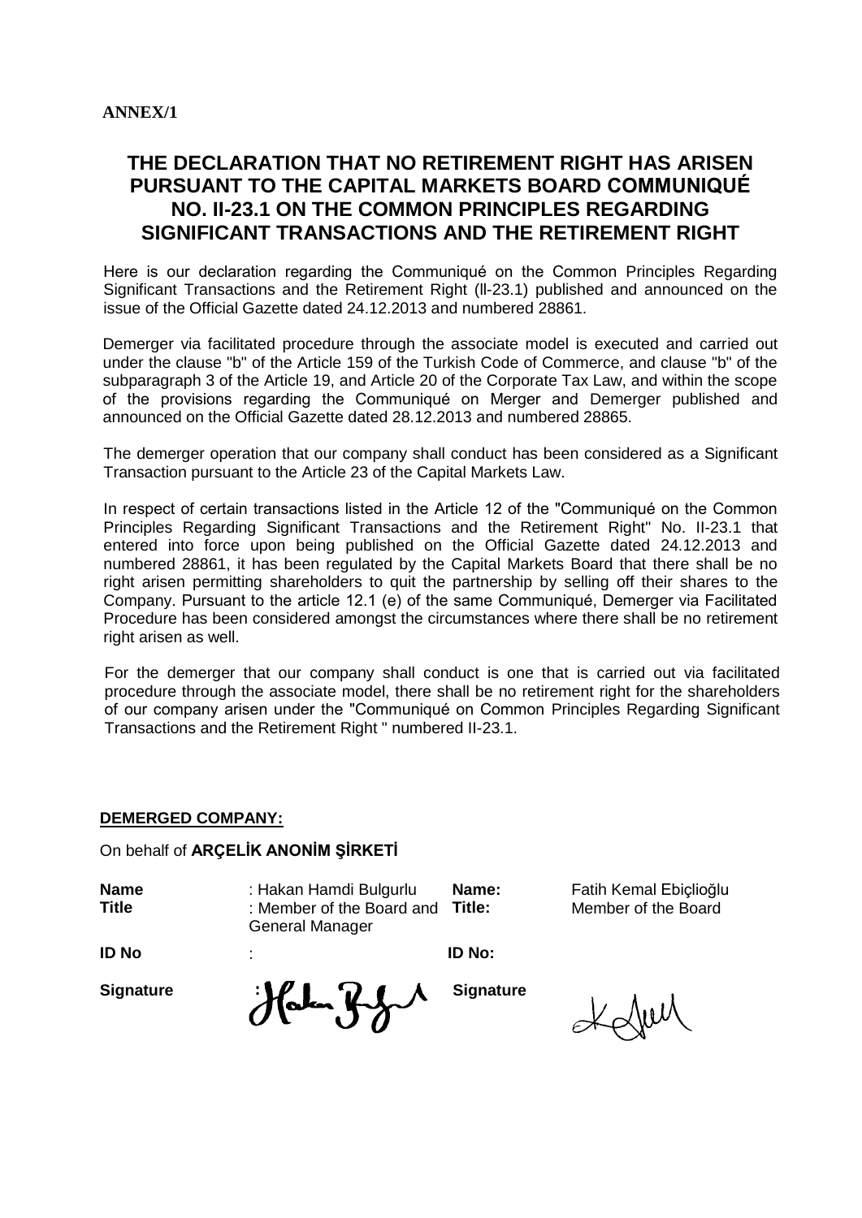**ANNEX/1**

# THE DECLARATION THAT NO RETIREMENT RIGHT HAS ARISEN PURSUANT TO THE CAPITAL MARKETS BOARD COMMUNIQUÉ NO. II-23.1 ON THE COMMON PRINCIPLES REGARDING SIGNIFICANT TRANSACTIONS AND THE RETIREMENT RIGHT

Here is our declaration regarding the Communiqué on the Common Principles Regarding Significant Transactions and the Retirement Right (ll-23.1) published and announced on the issue of the Official Gazette dated 24.12.2013 and numbered 28861.

Demerger via facilitated procedure through the associate model is executed and carried out under the clause "b" of the Article 159 of the Turkish Code of Commerce, and clause "b" of the subparagraph 3 of the Article 19, and Article 20 of the Corporate Tax Law, and within the scope of the provisions regarding the Communiqué on Merger and Demerger published and announced on the Official Gazette dated 28.12.2013 and numbered 28865.

The demerger operation that our company shall conduct has been considered as a Significant Transaction pursuant to the Article 23 of the Capital Markets Law.

In respect of certain transactions listed in the Article 12 of the "Communiqué on the Common Principles Regarding Significant Transactions and the Retirement Right" No. II-23.1 that entered into force upon being published on the Official Gazette dated 24.12.2013 and numbered 28861, it has been regulated by the Capital Markets Board that there shall be no right arisen permitting shareholders to quit the partnership by selling off their shares to the Company. Pursuant to the article 12.1 (e) of the same Communiqué, Demerger via Facilitated Procedure has been considered amongst the circumstances where there shall be no retirement right arisen as well.

For the demerger that our company shall conduct is one that is carried out via facilitated procedure through the associate model, there shall be no retirement right for the shareholders of our company arisen under the "Communiqué on Common Principles Regarding Significant Transactions and the Retirement Right " numbered II-23.1.

**DEMERGED COMPANY:**

On behalf of **ARÇELİK ANONİM ŞİRKETİ**

| | | | |
|---|---|---|---|
| **Name** | : Hakan Hamdi Bulgurlu | **Name:** | Fatih Kemal Ebiçlioğlu |
| **Title** | : Member of the Board and General Manager | **Title:** | Member of the Board |
| **ID No** | : | **ID No:** | |
| **Signature** | : [signature] | **Signature** | [signature] |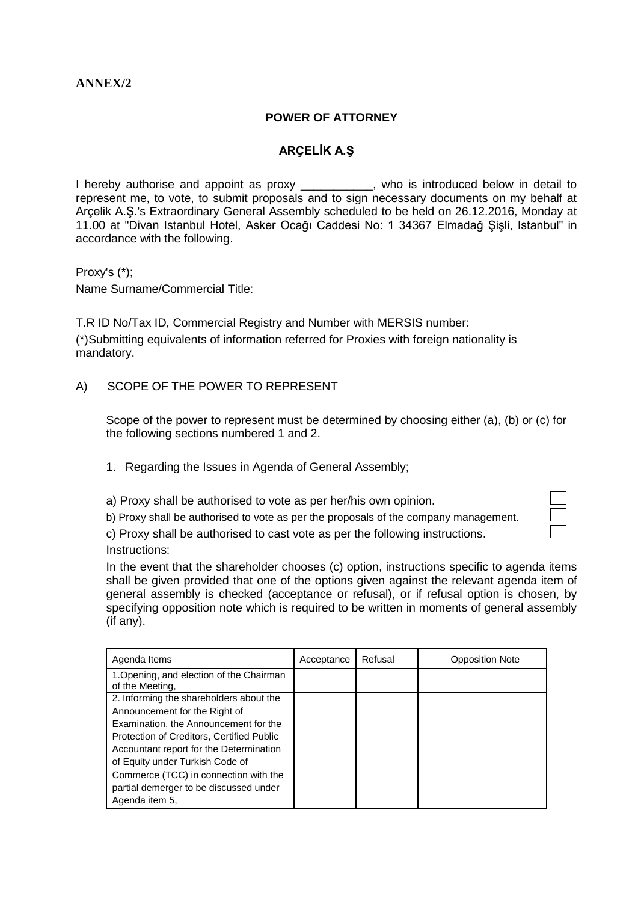**ANNEX/2**

**POWER OF ATTORNEY**

**ARÇELİK A.Ş**

I hereby authorise and appoint as proxy ___________, who is introduced below in detail to represent me, to vote, to submit proposals and to sign necessary documents on my behalf at Arçelik A.Ş.'s Extraordinary General Assembly scheduled to be held on 26.12.2016, Monday at 11.00 at "Divan Istanbul Hotel, Asker Ocağı Caddesi No: 1 34367 Elmadağ Şişli, Istanbul" in accordance with the following.

Proxy's (*);

Name Surname/Commercial Title:

T.R ID No/Tax ID, Commercial Registry and Number with MERSIS number:

(*)Submitting equivalents of information referred for Proxies with foreign nationality is mandatory.

A) SCOPE OF THE POWER TO REPRESENT

Scope of the power to represent must be determined by choosing either (a), (b) or (c) for the following sections numbered 1 and 2.

1. Regarding the Issues in Agenda of General Assembly;

a) Proxy shall be authorised to vote as per her/his own opinion. ☐

b) Proxy shall be authorised to vote as per the proposals of the company management. ☐

c) Proxy shall be authorised to cast vote as per the following instructions. ☐

Instructions:

In the event that the shareholder chooses (c) option, instructions specific to agenda items shall be given provided that one of the options given against the relevant agenda item of general assembly is checked (acceptance or refusal), or if refusal option is chosen, by specifying opposition note which is required to be written in moments of general assembly (if any).

| Agenda Items | Acceptance | Refusal | Opposition Note |
| --- | --- | --- | --- |
| 1.Opening, and election of the Chairman of the Meeting, | | | |
| 2. Informing the shareholders about the Announcement for the Right of Examination, the Announcement for the Protection of Creditors, Certified Public Accountant report for the Determination of Equity under Turkish Code of Commerce (TCC) in connection with the partial demerger to be discussed under Agenda item 5, | | | |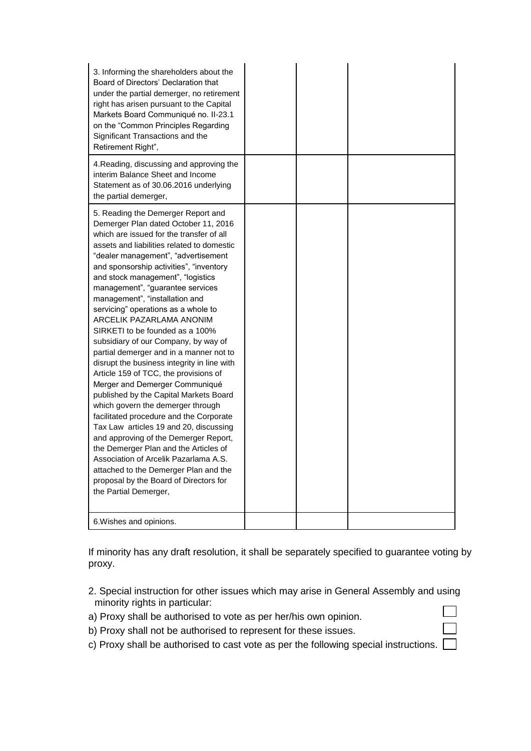| | | | |
|---|---|---|---|
| 3. Informing the shareholders about the Board of Directors' Declaration that under the partial demerger, no retirement right has arisen pursuant to the Capital Markets Board Communiqué no. II-23.1 on the "Common Principles Regarding Significant Transactions and the Retirement Right", | | | |
| 4.Reading, discussing and approving the interim Balance Sheet and Income Statement as of 30.06.2016 underlying the partial demerger, | | | |
| 5. Reading the Demerger Report and Demerger Plan dated October 11, 2016 which are issued for the transfer of all assets and liabilities related to domestic "dealer management", "advertisement and sponsorship activities", "inventory and stock management", "logistics management", "guarantee services management", "installation and servicing" operations as a whole to ARCELIK PAZARLAMA ANONIM SIRKETI to be founded as a 100% subsidiary of our Company, by way of partial demerger and in a manner not to disrupt the business integrity in line with Article 159 of TCC, the provisions of Merger and Demerger Communiqué published by the Capital Markets Board which govern the demerger through facilitated procedure and the Corporate Tax Law articles 19 and 20, discussing and approving of the Demerger Report, the Demerger Plan and the Articles of Association of Arcelik Pazarlama A.S. attached to the Demerger Plan and the proposal by the Board of Directors for the Partial Demerger, | | | |
| 6.Wishes and opinions. | | | |

If minority has any draft resolution, it shall be separately specified to guarantee voting by proxy.

2. Special instruction for other issues which may arise in General Assembly and using minority rights in particular:

a) Proxy shall be authorised to vote as per her/his own opinion. ☐

b) Proxy shall not be authorised to represent for these issues. ☐

c) Proxy shall be authorised to cast vote as per the following special instructions. ☐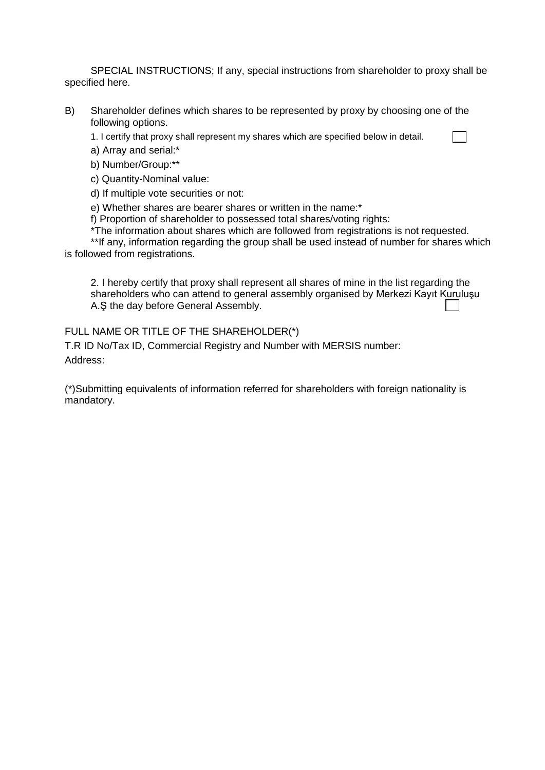SPECIAL INSTRUCTIONS; If any, special instructions from shareholder to proxy shall be specified here.

B) Shareholder defines which shares to be represented by proxy by choosing one of the following options.

1. I certify that proxy shall represent my shares which are specified below in detail. ☐

a) Array and serial:*

b) Number/Group:**

c) Quantity-Nominal value:

d) If multiple vote securities or not:

e) Whether shares are bearer shares or written in the name:*

f) Proportion of shareholder to possessed total shares/voting rights:

*The information about shares which are followed from registrations is not requested.

**If any, information regarding the group shall be used instead of number for shares which is followed from registrations.

2. I hereby certify that proxy shall represent all shares of mine in the list regarding the shareholders who can attend to general assembly organised by Merkezi Kayıt Kuruluşu A.Ş the day before General Assembly. ☐

FULL NAME OR TITLE OF THE SHAREHOLDER(*)

T.R ID No/Tax ID, Commercial Registry and Number with MERSIS number:

Address:

(*)Submitting equivalents of information referred for shareholders with foreign nationality is mandatory.